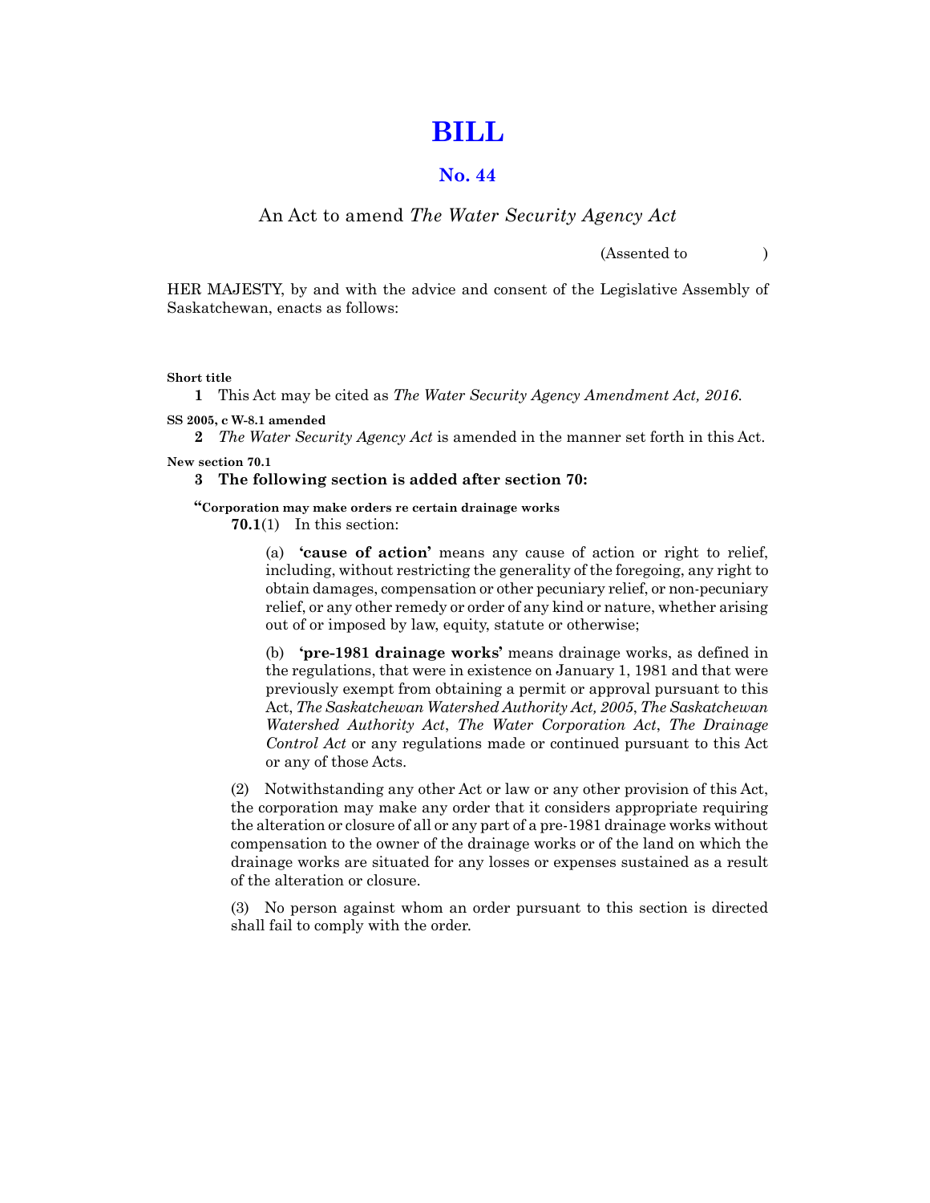# BILL

## No. 44

An Act to amend *The Water Security Agency Act*

(Assented to )

HER MAJESTY, by and with the advice and consent of the Legislative Assembly of Saskatchewan, enacts as follows:

**Short title**

**1** This Act may be cited as *The Water Security Agency Amendment Act, 2016*.

**SS 2005, c W-8.1 amended**

**2** *The Water Security Agency Act* is amended in the manner set forth in this Act.

**New section 70.1**

**3 The following section is added after section 70:**

**"Corporation may make orders re certain drainage works**

**70.1**(1) In this section:

(a) **'cause of action'** means any cause of action or right to relief, including, without restricting the generality of the foregoing, any right to obtain damages, compensation or other pecuniary relief, or non-pecuniary relief, or any other remedy or order of any kind or nature, whether arising out of or imposed by law, equity, statute or otherwise;

(b) **'pre-1981 drainage works'** means drainage works, as defined in the regulations, that were in existence on January 1, 1981 and that were previously exempt from obtaining a permit or approval pursuant to this Act, *The Saskatchewan Watershed Authority Act, 2005*, *The Saskatchewan Watershed Authority Act*, *The Water Corporation Act*, *The Drainage Control Act* or any regulations made or continued pursuant to this Act or any of those Acts.

(2) Notwithstanding any other Act or law or any other provision of this Act, the corporation may make any order that it considers appropriate requiring the alteration or closure of all or any part of a pre-1981 drainage works without compensation to the owner of the drainage works or of the land on which the drainage works are situated for any losses or expenses sustained as a result of the alteration or closure.

(3) No person against whom an order pursuant to this section is directed shall fail to comply with the order.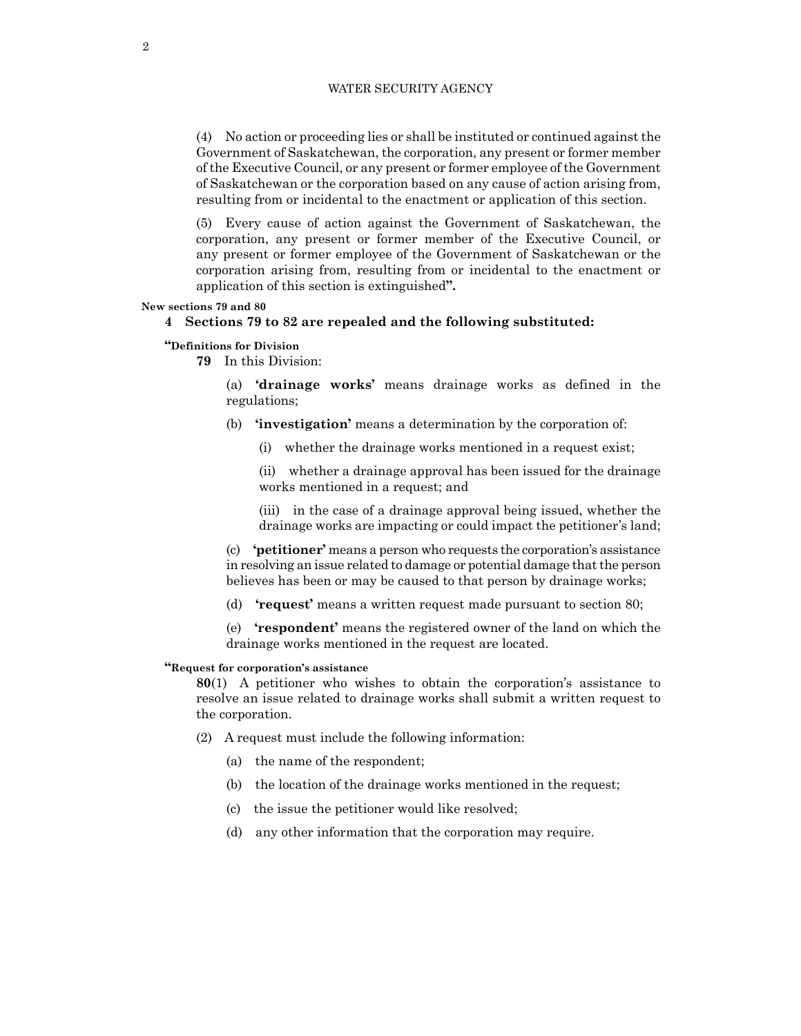(4) No action or proceeding lies or shall be instituted or continued against the Government of Saskatchewan, the corporation, any present or former member of the Executive Council, or any present or former employee of the Government of Saskatchewan or the corporation based on any cause of action arising from, resulting from or incidental to the enactment or application of this section.

(5) Every cause of action against the Government of Saskatchewan, the corporation, any present or former member of the Executive Council, or any present or former employee of the Government of Saskatchewan or the corporation arising from, resulting from or incidental to the enactment or application of this section is extinguished**".**

**New sections 79 and 80**

**4 Sections 79 to 82 are repealed and the following substituted:**

**"Definitions for Division**

**79** In this Division:

(a) **'drainage works'** means drainage works as defined in the regulations;

(b) **'investigation'** means a determination by the corporation of:

(i) whether the drainage works mentioned in a request exist;

(ii) whether a drainage approval has been issued for the drainage works mentioned in a request; and

(iii) in the case of a drainage approval being issued, whether the drainage works are impacting or could impact the petitioner's land;

(c) **'petitioner'** means a person who requests the corporation's assistance in resolving an issue related to damage or potential damage that the person believes has been or may be caused to that person by drainage works;

(d) **'request'** means a written request made pursuant to section 80;

(e) **'respondent'** means the registered owner of the land on which the drainage works mentioned in the request are located.

**"Request for corporation's assistance**

**80**(1) A petitioner who wishes to obtain the corporation's assistance to resolve an issue related to drainage works shall submit a written request to the corporation.

(2) A request must include the following information:

(a) the name of the respondent;

(b) the location of the drainage works mentioned in the request;

(c) the issue the petitioner would like resolved;

(d) any other information that the corporation may require.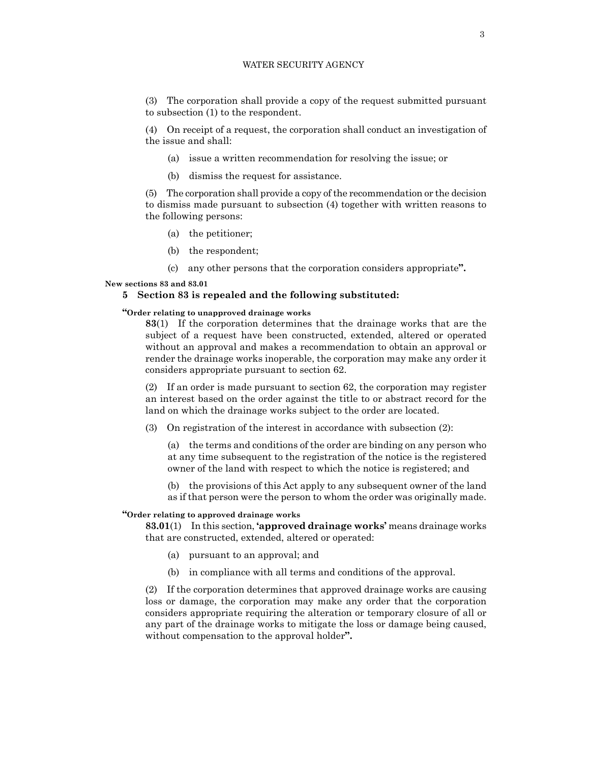(3) The corporation shall provide a copy of the request submitted pursuant to subsection (1) to the respondent.

(4) On receipt of a request, the corporation shall conduct an investigation of the issue and shall:

(a) issue a written recommendation for resolving the issue; or

(b) dismiss the request for assistance.

(5) The corporation shall provide a copy of the recommendation or the decision to dismiss made pursuant to subsection (4) together with written reasons to the following persons:

(a) the petitioner;

(b) the respondent;

(c) any other persons that the corporation considers appropriate**".**

**New sections 83 and 83.01**

**5 Section 83 is repealed and the following substituted:**

**"Order relating to unapproved drainage works**

**83**(1) If the corporation determines that the drainage works that are the subject of a request have been constructed, extended, altered or operated without an approval and makes a recommendation to obtain an approval or render the drainage works inoperable, the corporation may make any order it considers appropriate pursuant to section 62.

(2) If an order is made pursuant to section 62, the corporation may register an interest based on the order against the title to or abstract record for the land on which the drainage works subject to the order are located.

(3) On registration of the interest in accordance with subsection (2):

(a) the terms and conditions of the order are binding on any person who at any time subsequent to the registration of the notice is the registered owner of the land with respect to which the notice is registered; and

(b) the provisions of this Act apply to any subsequent owner of the land as if that person were the person to whom the order was originally made.

**"Order relating to approved drainage works**

**83.01**(1) In this section, **'approved drainage works'** means drainage works that are constructed, extended, altered or operated:

(a) pursuant to an approval; and

(b) in compliance with all terms and conditions of the approval.

(2) If the corporation determines that approved drainage works are causing loss or damage, the corporation may make any order that the corporation considers appropriate requiring the alteration or temporary closure of all or any part of the drainage works to mitigate the loss or damage being caused, without compensation to the approval holder**".**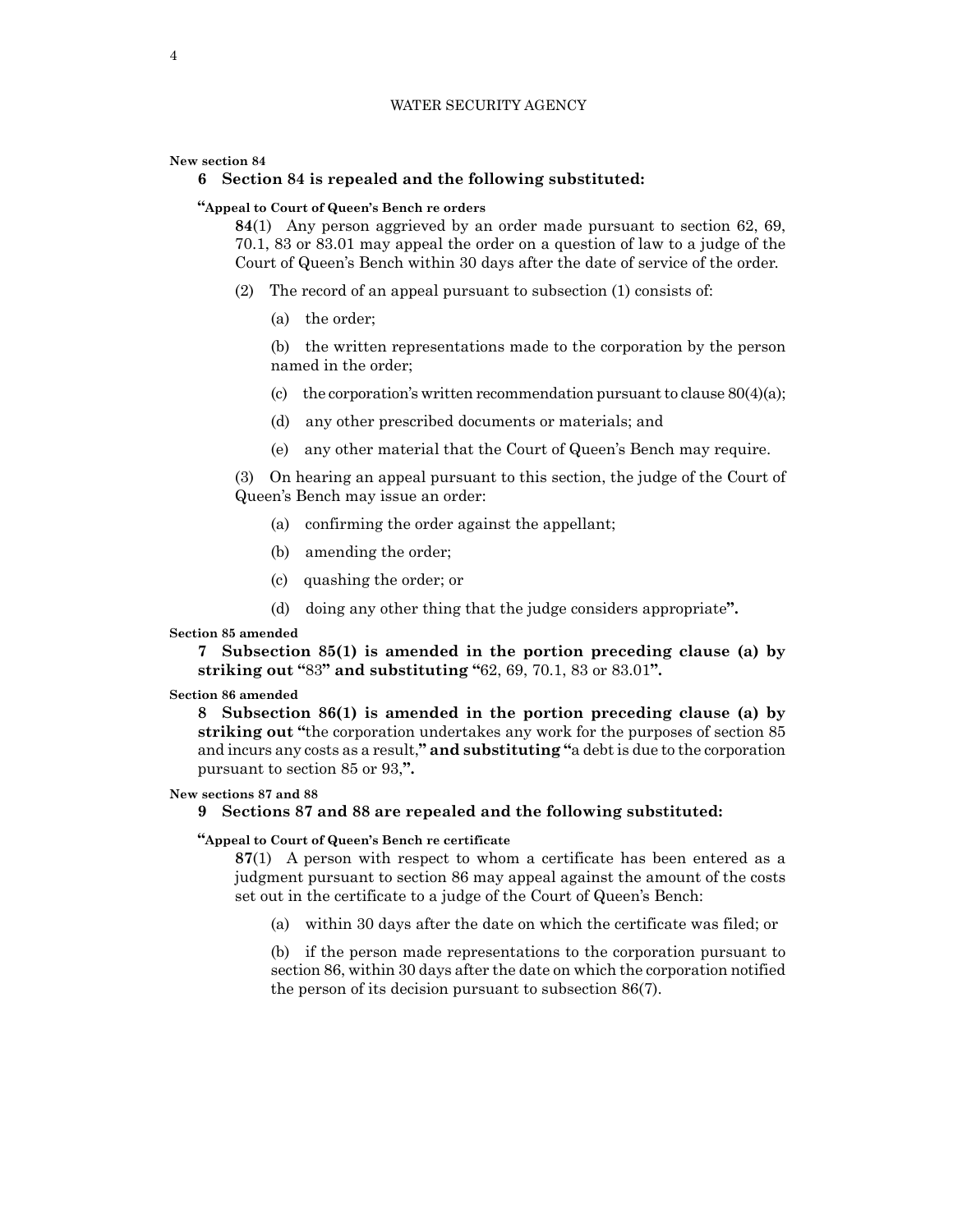**New section 84**

**6 Section 84 is repealed and the following substituted:**

**"Appeal to Court of Queen's Bench re orders**

**84**(1) Any person aggrieved by an order made pursuant to section 62, 69, 70.1, 83 or 83.01 may appeal the order on a question of law to a judge of the Court of Queen's Bench within 30 days after the date of service of the order.

(2) The record of an appeal pursuant to subsection (1) consists of:

(a) the order;

(b) the written representations made to the corporation by the person named in the order;

(c) the corporation's written recommendation pursuant to clause 80(4)(a);

(d) any other prescribed documents or materials; and

(e) any other material that the Court of Queen's Bench may require.

(3) On hearing an appeal pursuant to this section, the judge of the Court of Queen's Bench may issue an order:

(a) confirming the order against the appellant;

(b) amending the order;

(c) quashing the order; or

(d) doing any other thing that the judge considers appropriate**".**

**Section 85 amended**

**7 Subsection 85(1) is amended in the portion preceding clause (a) by striking out "**83**" and substituting "**62, 69, 70.1, 83 or 83.01**".**

**Section 86 amended**

**8 Subsection 86(1) is amended in the portion preceding clause (a) by striking out "**the corporation undertakes any work for the purposes of section 85 and incurs any costs as a result,**" and substituting "**a debt is due to the corporation pursuant to section 85 or 93,**".**

**New sections 87 and 88**

**9 Sections 87 and 88 are repealed and the following substituted:**

**"Appeal to Court of Queen's Bench re certificate**

**87**(1) A person with respect to whom a certificate has been entered as a judgment pursuant to section 86 may appeal against the amount of the costs set out in the certificate to a judge of the Court of Queen's Bench:

(a) within 30 days after the date on which the certificate was filed; or

(b) if the person made representations to the corporation pursuant to section 86, within 30 days after the date on which the corporation notified the person of its decision pursuant to subsection 86(7).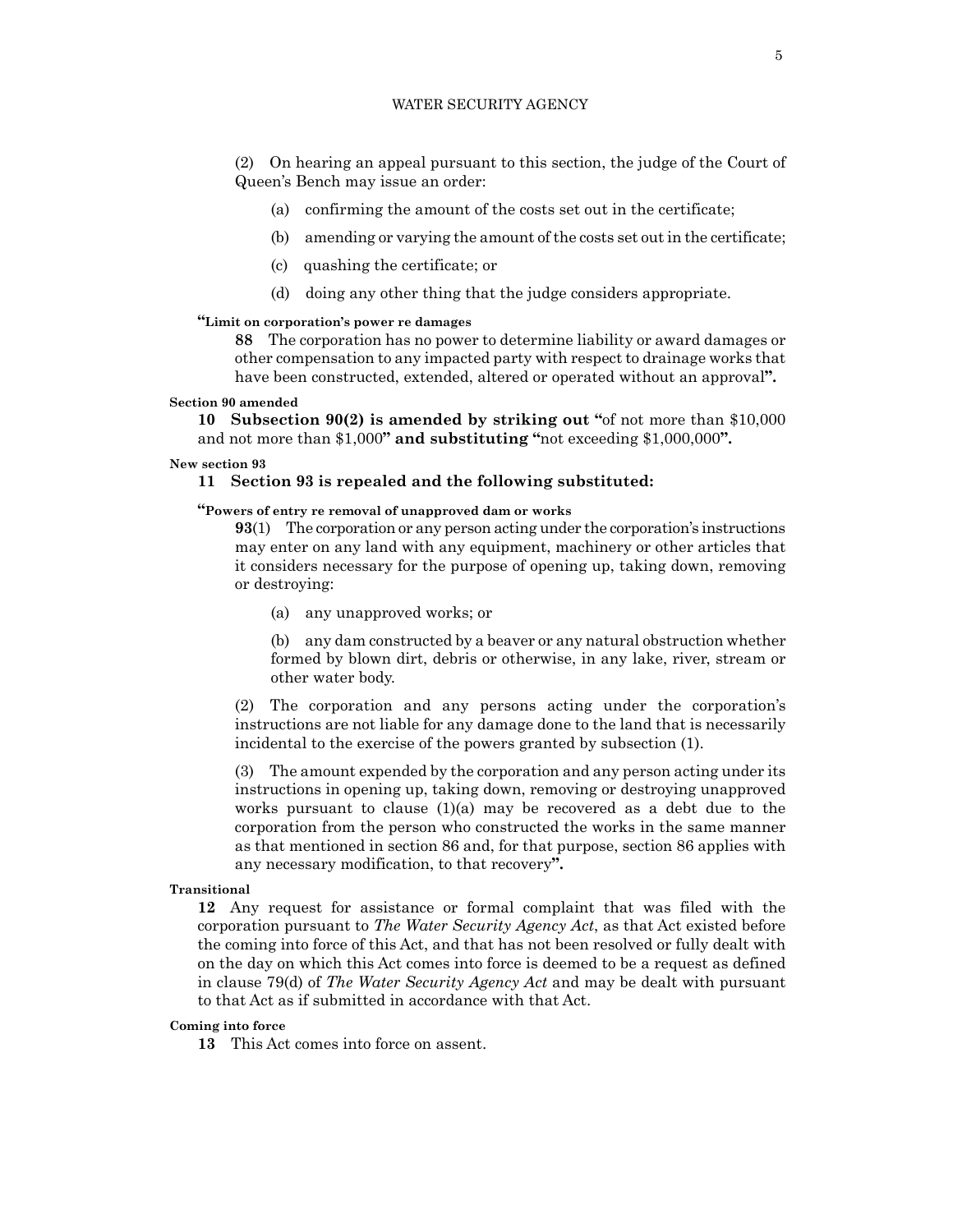(2) On hearing an appeal pursuant to this section, the judge of the Court of Queen's Bench may issue an order:

(a) confirming the amount of the costs set out in the certificate;

(b) amending or varying the amount of the costs set out in the certificate;

(c) quashing the certificate; or

(d) doing any other thing that the judge considers appropriate.

**"Limit on corporation's power re damages**

**88** The corporation has no power to determine liability or award damages or other compensation to any impacted party with respect to drainage works that have been constructed, extended, altered or operated without an approval**".**

**Section 90 amended**

**10 Subsection 90(2) is amended by striking out "**of not more than $10,000 and not more than $1,000**" and substituting "**not exceeding $1,000,000**".**

**New section 93**

**11 Section 93 is repealed and the following substituted:**

**"Powers of entry re removal of unapproved dam or works**

**93**(1) The corporation or any person acting under the corporation's instructions may enter on any land with any equipment, machinery or other articles that it considers necessary for the purpose of opening up, taking down, removing or destroying:

(a) any unapproved works; or

(b) any dam constructed by a beaver or any natural obstruction whether formed by blown dirt, debris or otherwise, in any lake, river, stream or other water body.

(2) The corporation and any persons acting under the corporation's instructions are not liable for any damage done to the land that is necessarily incidental to the exercise of the powers granted by subsection (1).

(3) The amount expended by the corporation and any person acting under its instructions in opening up, taking down, removing or destroying unapproved works pursuant to clause (1)(a) may be recovered as a debt due to the corporation from the person who constructed the works in the same manner as that mentioned in section 86 and, for that purpose, section 86 applies with any necessary modification, to that recovery**".**

**Transitional**

**12** Any request for assistance or formal complaint that was filed with the corporation pursuant to *The Water Security Agency Act*, as that Act existed before the coming into force of this Act, and that has not been resolved or fully dealt with on the day on which this Act comes into force is deemed to be a request as defined in clause 79(d) of *The Water Security Agency Act* and may be dealt with pursuant to that Act as if submitted in accordance with that Act.

**Coming into force**

**13** This Act comes into force on assent.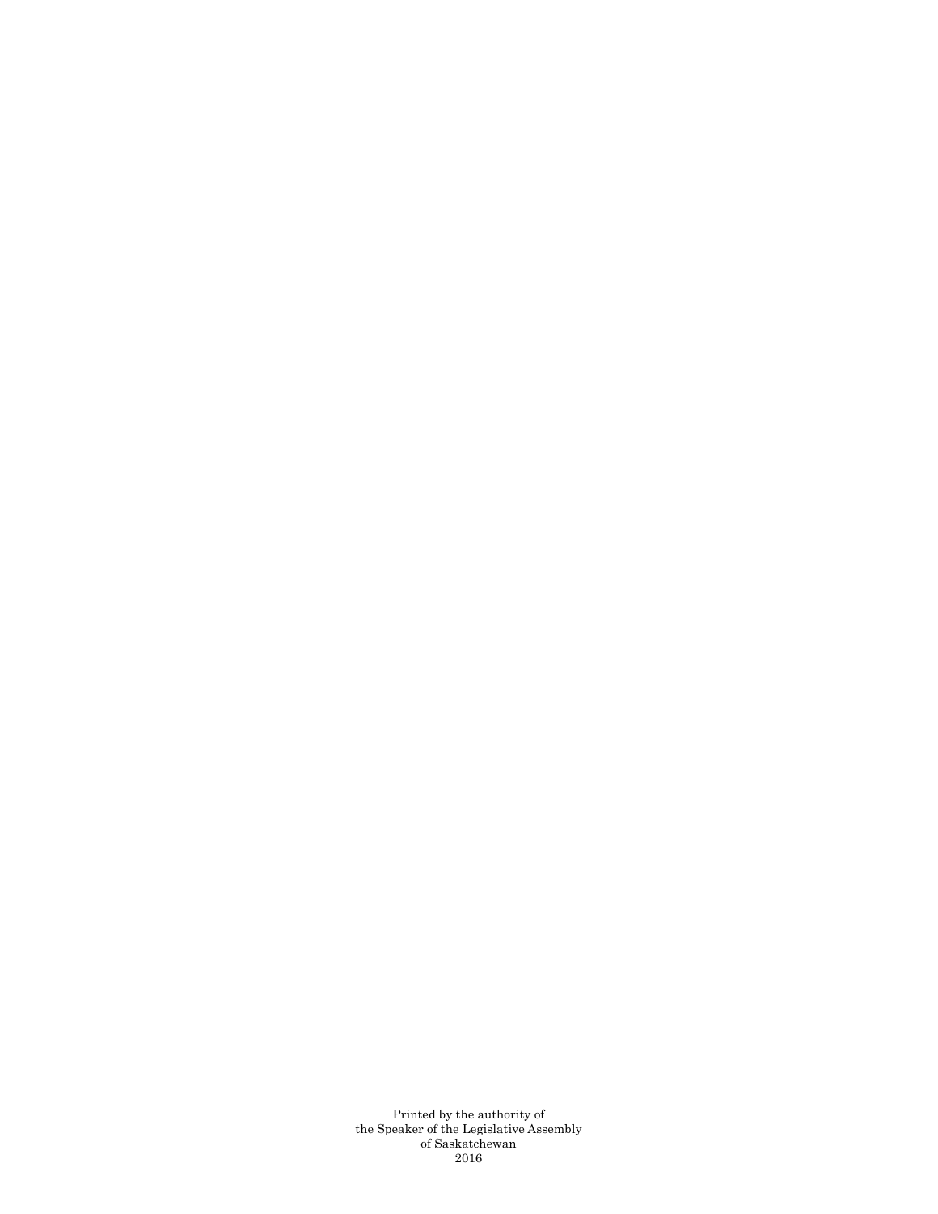Printed by the authority of
the Speaker of the Legislative Assembly
of Saskatchewan
2016